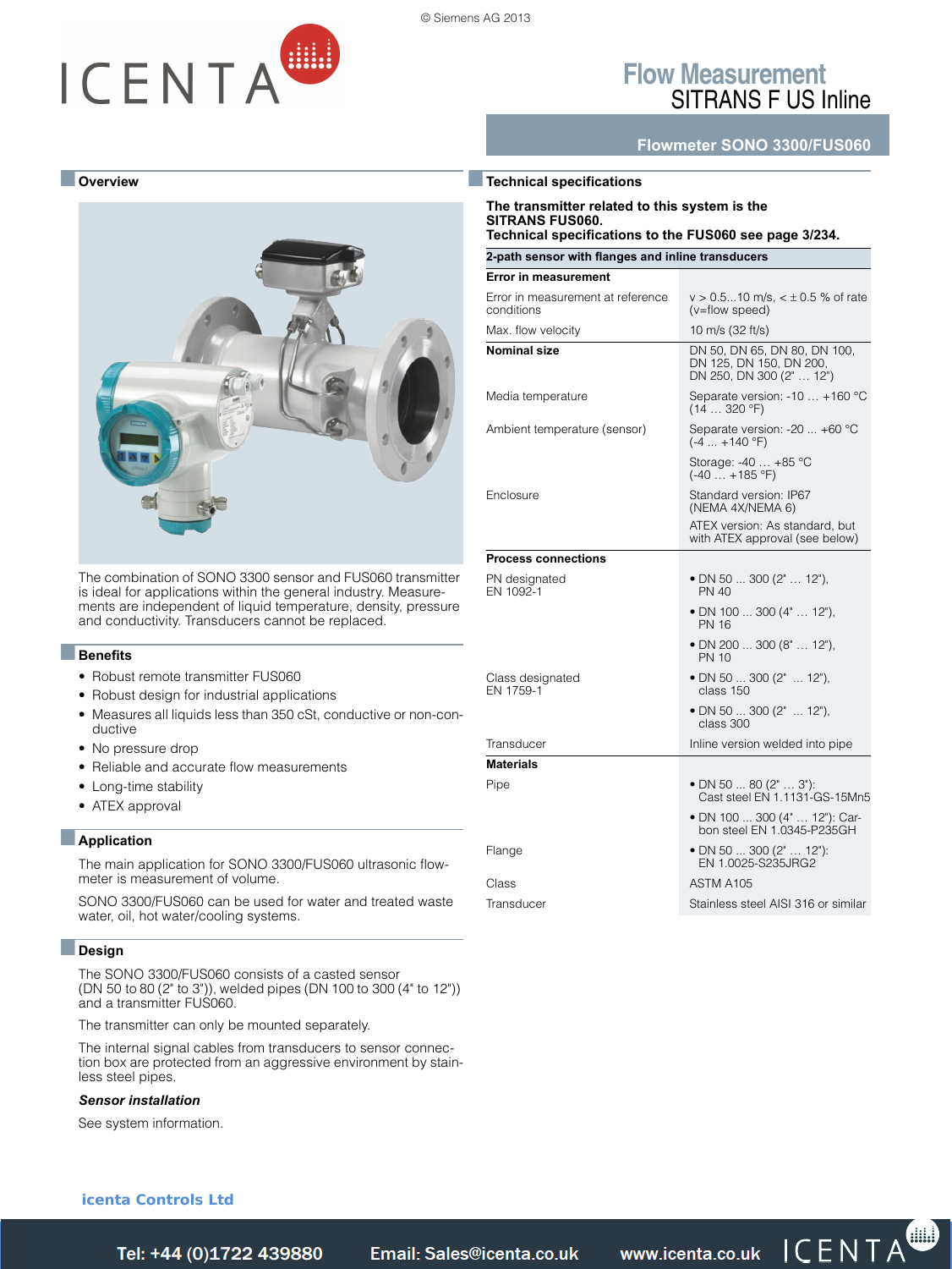© Siemens AG 2013

# Flow Measurement
## SITRANS F US Inline

### Flowmeter SONO 3300/FUS060

## Overview

The combination of SONO 3300 sensor and FUS060 transmitter is ideal for applications within the general industry. Measurements are independent of liquid temperature, density, pressure and conductivity. Transducers cannot be replaced.

## Benefits

- Robust remote transmitter FUS060
- Robust design for industrial applications
- Measures all liquids less than 350 cSt, conductive or non-conductive
- No pressure drop
- Reliable and accurate flow measurements
- Long-time stability
- ATEX approval

## Application

The main application for SONO 3300/FUS060 ultrasonic flowmeter is measurement of volume.

SONO 3300/FUS060 can be used for water and treated waste water, oil, hot water/cooling systems.

## Design

The SONO 3300/FUS060 consists of a casted sensor (DN 50 to 80 (2" to 3")), welded pipes (DN 100 to 300 (4" to 12")) and a transmitter FUS060.

The transmitter can only be mounted separately.

The internal signal cables from transducers to sensor connection box are protected from an aggressive environment by stainless steel pipes.

***Sensor installation***

See system information.

## Technical specifications

**The transmitter related to this system is the SITRANS FUS060.**
**Technical specifications to the FUS060 see page 3/234.**

| 2-path sensor with flanges and inline transducers | |
|---|---|
| **Error in measurement** | |
| Error in measurement at reference conditions | v > 0.5...10 m/s, < ± 0.5 % of rate (v=flow speed) |
| Max. flow velocity | 10 m/s (32 ft/s) |
| **Nominal size** | DN 50, DN 65, DN 80, DN 100, DN 125, DN 150, DN 200, DN 250, DN 300 (2" … 12") |
| Media temperature | Separate version: -10 … +160 °C (14 … 320 °F) |
| Ambient temperature (sensor) | Separate version: -20 ... +60 °C (-4 ... +140 °F) |
| | Storage: -40 … +85 °C (-40 … +185 °F) |
| Enclosure | Standard version: IP67 (NEMA 4X/NEMA 6) |
| | ATEX version: As standard, but with ATEX approval (see below) |
| **Process connections** | |
| PN designated EN 1092-1 | • DN 50 ... 300 (2" … 12"), PN 40 |
| | • DN 100 ... 300 (4" … 12"), PN 16 |
| | • DN 200 ... 300 (8" … 12"), PN 10 |
| Class designated EN 1759-1 | • DN 50 ... 300 (2" ... 12"), class 150 |
| | • DN 50 ... 300 (2" ... 12"), class 300 |
| Transducer | Inline version welded into pipe |
| **Materials** | |
| Pipe | • DN 50 ... 80 (2" … 3"): Cast steel EN 1.1131-GS-15Mn5 |
| | • DN 100 ... 300 (4" … 12"): Carbon steel EN 1.0345-P235GH |
| Flange | • DN 50 ... 300 (2" … 12"): EN 1.0025-S235JRG2 |
| Class | ASTM A105 |
| Transducer | Stainless steel AISI 316 or similar |

**icenta Controls Ltd**

Tel: +44 (0)1722 439880 Email: Sales@icenta.co.uk www.icenta.co.uk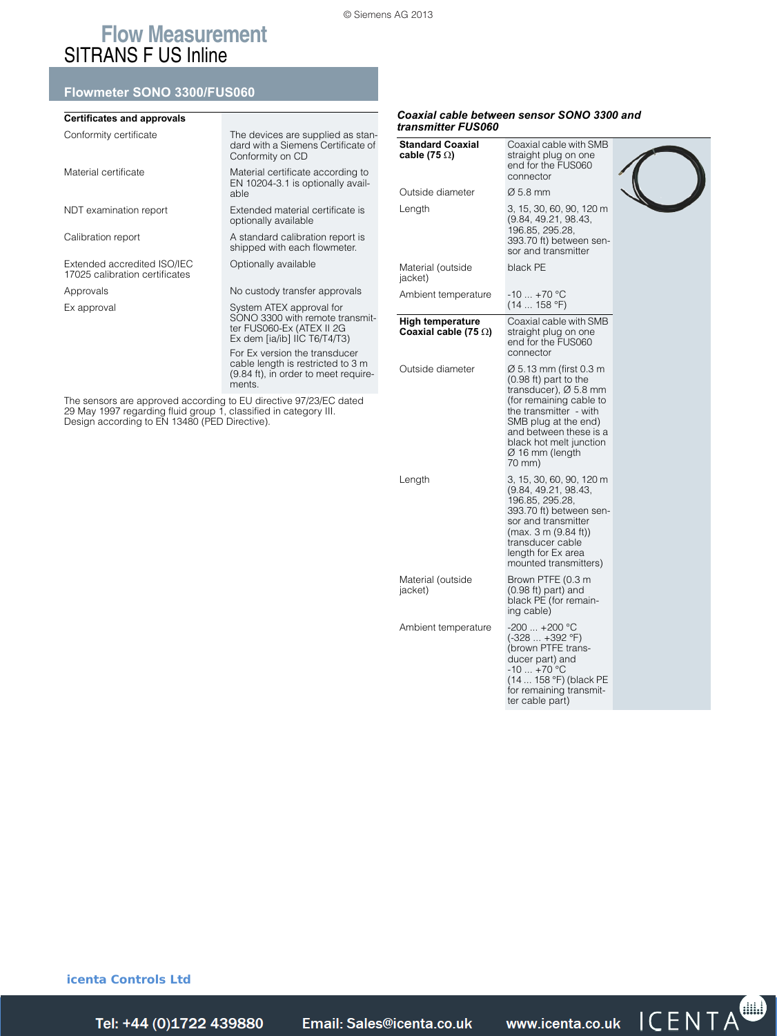# Flow Measurement

## SITRANS F US Inline

### Flowmeter SONO 3300/FUS060

| Certificates and approvals | |
|---|---|
| Conformity certificate | The devices are supplied as standard with a Siemens Certificate of Conformity on CD |
| Material certificate | Material certificate according to EN 10204-3.1 is optionally available |
| NDT examination report | Extended material certificate is optionally available |
| Calibration report | A standard calibration report is shipped with each flowmeter. |
| Extended accredited ISO/IEC 17025 calibration certificates | Optionally available |
| Approvals | No custody transfer approvals |
| Ex approval | System ATEX approval for SONO 3300 with remote transmitter FUS060-Ex (ATEX II 2G Ex dem [ia/ib] IIC T6/T4/T3)<br>For Ex version the transducer cable length is restricted to 3 m (9.84 ft), in order to meet requirements. |

The sensors are approved according to EU directive 97/23/EC dated 29 May 1997 regarding fluid group 1, classified in category III. Design according to EN 13480 (PED Directive).

***Coaxial cable between sensor SONO 3300 and transmitter FUS060***

| **Standard Coaxial cable (75 Ω)** | Coaxial cable with SMB straight plug on one end for the FUS060 connector |
|---|---|
| Outside diameter | Ø 5.8 mm |
| Length | 3, 15, 30, 60, 90, 120 m (9.84, 49.21, 98.43, 196.85, 295.28, 393.70 ft) between sensor and transmitter |
| Material (outside jacket) | black PE |
| Ambient temperature | -10 ... +70 °C (14 ... 158 °F) |
| **High temperature Coaxial cable (75 Ω)** | Coaxial cable with SMB straight plug on one end for the FUS060 connector |
| Outside diameter | Ø 5.13 mm (first 0.3 m (0.98 ft) part to the transducer), Ø 5.8 mm (for remaining cable to the transmitter - with SMB plug at the end) and between these is a black hot melt junction Ø 16 mm (length 70 mm) |
| Length | 3, 15, 30, 60, 90, 120 m (9.84, 49.21, 98.43, 196.85, 295.28, 393.70 ft) between sensor and transmitter (max. 3 m (9.84 ft)) transducer cable length for Ex area mounted transmitters) |
| Material (outside jacket) | Brown PTFE (0.3 m (0.98 ft) part) and black PE (for remaining cable) |
| Ambient temperature | -200 ... +200 °C (-328 ... +392 °F) (brown PTFE transducer part) and -10 ... +70 °C (14 ... 158 °F) (black PE for remaining transmitter cable part) |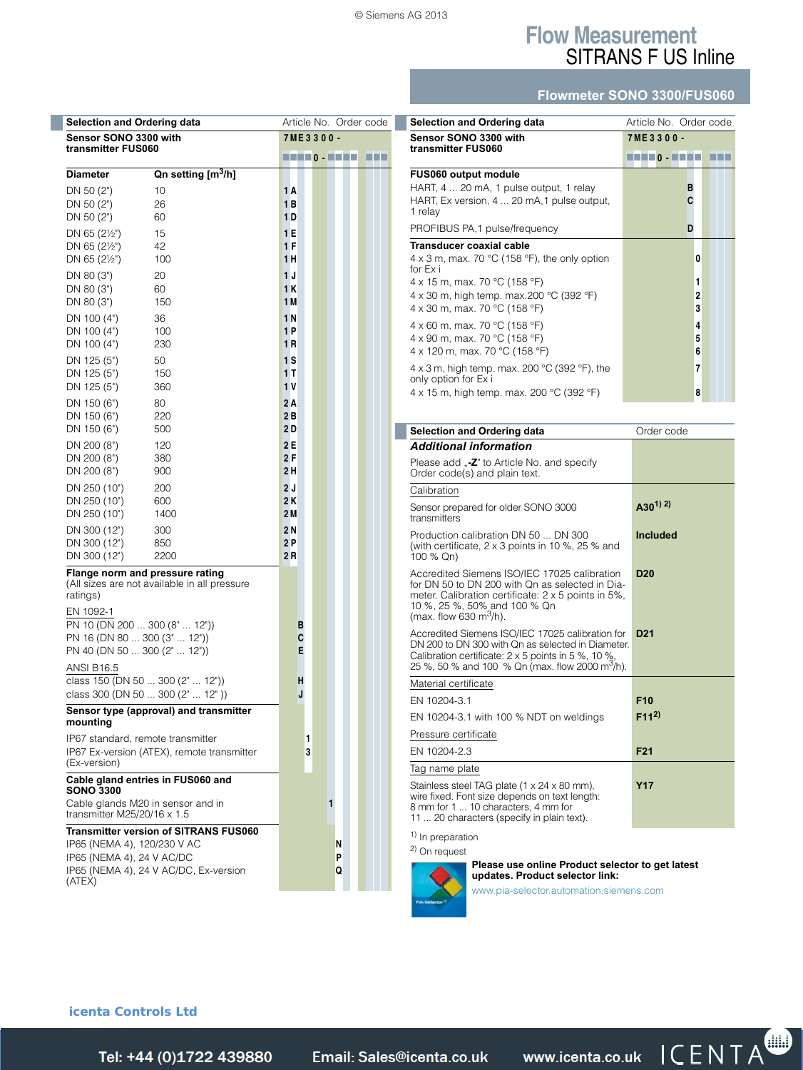# Flow Measurement

## SITRANS F US Inline

### Flowmeter SONO 3300/FUS060

| Selection and Ordering data | | Article No. | Order code |
|---|---|---|---|
| **Sensor SONO 3300 with transmitter FUS060** | | **7ME3300 -** ■■■■0 - ■■■■ ■■■ | |
| **Diameter** | **Qn setting [m³/h]** | | |
| DN 50 (2") | 10 | **1A** | |
| DN 50 (2") | 26 | **1B** | |
| DN 50 (2") | 60 | **1D** | |
| DN 65 (2½") | 15 | **1E** | |
| DN 65 (2½") | 42 | **1F** | |
| DN 65 (2½") | 100 | **1H** | |
| DN 80 (3") | 20 | **1J** | |
| DN 80 (3") | 60 | **1K** | |
| DN 80 (3") | 150 | **1M** | |
| DN 100 (4") | 36 | **1N** | |
| DN 100 (4") | 100 | **1P** | |
| DN 100 (4") | 230 | **1R** | |
| DN 125 (5") | 50 | **1S** | |
| DN 125 (5") | 150 | **1T** | |
| DN 125 (5") | 360 | **1V** | |
| DN 150 (6") | 80 | **2A** | |
| DN 150 (6") | 220 | **2B** | |
| DN 150 (6") | 500 | **2D** | |
| DN 200 (8") | 120 | **2E** | |
| DN 200 (8") | 380 | **2F** | |
| DN 200 (8") | 900 | **2H** | |
| DN 250 (10") | 200 | **2J** | |
| DN 250 (10") | 600 | **2K** | |
| DN 250 (10") | 1400 | **2M** | |
| DN 300 (12") | 300 | **2N** | |
| DN 300 (12") | 850 | **2P** | |
| DN 300 (12") | 2200 | **2R** | |
| **Flange norm and pressure rating** (All sizes are not available in all pressure ratings) | | | |
| EN 1092-1 | | | |
| PN 10 (DN 200 ... 300 (8" ... 12")) | | **B** | |
| PN 16 (DN 80 ... 300 (3" ... 12")) | | **C** | |
| PN 40 (DN 50 ... 300 (2" ... 12")) | | **E** | |
| ANSI B16.5 | | | |
| class 150 (DN 50 ... 300 (2" ... 12")) | | **H** | |
| class 300 (DN 50 ... 300 (2" ... 12" )) | | **J** | |
| **Sensor type (approval) and transmitter mounting** | | | |
| IP67 standard, remote transmitter | | **1** | |
| IP67 Ex-version (ATEX), remote transmitter (Ex-version) | | **3** | |
| **Cable gland entries in FUS060 and SONO 3300** | | | |
| Cable glands M20 in sensor and in transmitter M25/20/16 x 1.5 | | **1** | |
| **Transmitter version of SITRANS FUS060** | | | |
| IP65 (NEMA 4), 120/230 V AC | | **N** | |
| IP65 (NEMA 4), 24 V AC/DC | | **P** | |
| IP65 (NEMA 4), 24 V AC/DC, Ex-version (ATEX) | | **Q** | |

| Selection and Ordering data | Article No. | Order code |
|---|---|---|
| **Sensor SONO 3300 with transmitter FUS060** | **7ME3300 -** ■■■■0 - ■■■■ ■■■ | |
| **FUS060 output module** | | |
| HART, 4 ... 20 mA, 1 pulse output, 1 relay | **B** | |
| HART, Ex version, 4 ... 20 mA,1 pulse output, 1 relay | **C** | |
| PROFIBUS PA,1 pulse/frequency | **D** | |
| **Transducer coaxial cable** | | |
| 4 x 3 m, max. 70 °C (158 °F), the only option for Ex i | **0** | |
| 4 x 15 m, max. 70 °C (158 °F) | **1** | |
| 4 x 30 m, high temp. max.200 °C (392 °F) | **2** | |
| 4 x 30 m, max. 70 °C (158 °F) | **3** | |
| 4 x 60 m, max. 70 °C (158 °F) | **4** | |
| 4 x 90 m, max. 70 °C (158 °F) | **5** | |
| 4 x 120 m, max. 70 °C (158 °F) | **6** | |
| 4 x 3 m, high temp. max. 200 °C (392 °F), the only option for Ex i | **7** | |
| 4 x 15 m, high temp. max. 200 °C (392 °F) | **8** | |

| Selection and Ordering data | Order code |
|---|---|
| ***Additional information*** | |
| Please add „-Z" to Article No. and specify Order code(s) and plain text. | |
| Calibration | |
| Sensor prepared for older SONO 3000 transmitters | **A30**[1) 2)] |
| Production calibration DN 50 ... DN 300 (with certificate, 2 x 3 points in 10 %, 25 % and 100 % Qn) | **Included** |
| Accredited Siemens ISO/IEC 17025 calibration for DN 50 to DN 200 with Qn as selected in Diameter. Calibration certificate: 2 x 5 points in 5%, 10 %, 25 %, 50% and 100 % Qn (max. flow 630 m³/h). | **D20** |
| Accredited Siemens ISO/IEC 17025 calibration for DN 200 to DN 300 with Qn as selected in Diameter. Calibration certificate: 2 x 5 points in 5 %, 10 %, 25 %, 50 % and 100 % Qn (max. flow 2000 m³/h). | **D21** |
| Material certificate | |
| EN 10204-3.1 | **F10** |
| EN 10204-3.1 with 100 % NDT on weldings | **F11**[2)] |
| Pressure certificate | |
| EN 10204-2.3 | **F21** |
| Tag name plate | |
| Stainless steel TAG plate (1 x 24 x 80 mm), wire fixed. Font size depends on text length: 8 mm for 1 ... 10 characters, 4 mm for 11 ... 20 characters (specify in plain text). | **Y17** |

[1)] In preparation

[2)] On request

**Please use online Product selector to get latest updates. Product selector link:**
www.pia-selector.automation.siemens.com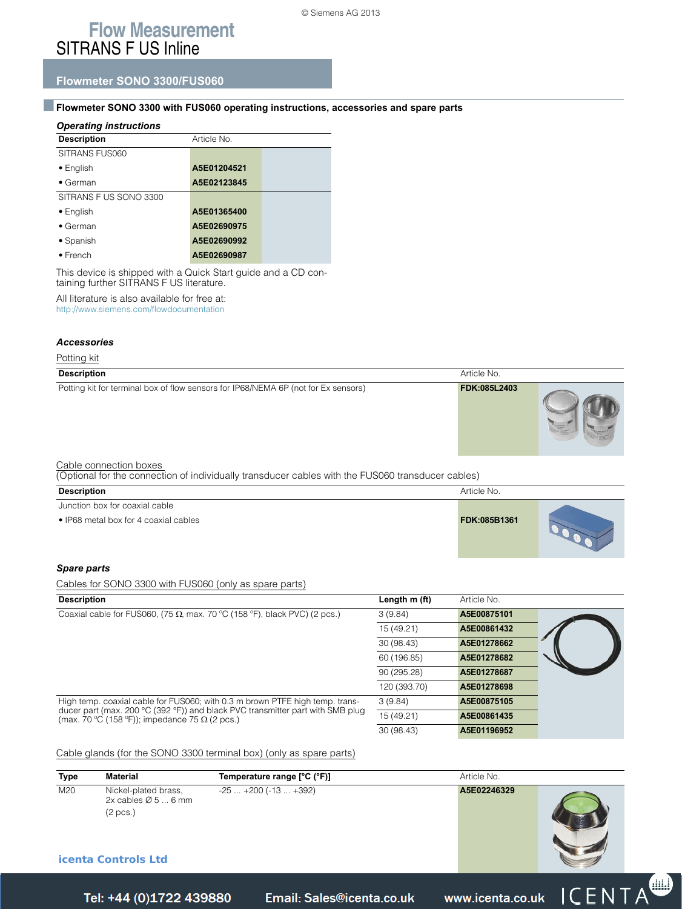# Flow Measurement
## SITRANS F US Inline

### Flowmeter SONO 3300/FUS060

#### Flowmeter SONO 3300 with FUS060 operating instructions, accessories and spare parts

***Operating instructions***

| Description | Article No. |
|---|---|
| SITRANS FUS060 | |
| • English | **A5E01204521** |
| • German | **A5E02123845** |
| SITRANS F US SONO 3300 | |
| • English | **A5E01365400** |
| • German | **A5E02690975** |
| • Spanish | **A5E02690992** |
| • French | **A5E02690987** |

This device is shipped with a Quick Start guide and a CD containing further SITRANS F US literature.

All literature is also available for free at:
http://www.siemens.com/flowdocumentation

***Accessories***

Potting kit

| Description | Article No. |
|---|---|
| Potting kit for terminal box of flow sensors for IP68/NEMA 6P (not for Ex sensors) | **FDK:085L2403** |

Cable connection boxes
(Optional for the connection of individually transducer cables with the FUS060 transducer cables)

| Description | Article No. |
|---|---|
| Junction box for coaxial cable | |
| • IP68 metal box for 4 coaxial cables | **FDK:085B1361** |

***Spare parts***

Cables for SONO 3300 with FUS060 (only as spare parts)

| Description | Length m (ft) | Article No. |
|---|---|---|
| Coaxial cable for FUS060, (75 Ω, max. 70 °C (158 °F), black PVC) (2 pcs.) | 3 (9.84) | **A5E00875101** |
| | 15 (49.21) | **A5E00861432** |
| | 30 (98.43) | **A5E01278662** |
| | 60 (196.85) | **A5E01278682** |
| | 90 (295.28) | **A5E01278687** |
| | 120 (393.70) | **A5E01278698** |
| High temp. coaxial cable for FUS060; with 0.3 m brown PTFE high temp. transducer part (max. 200 °C (392 °F)) and black PVC transmitter part with SMB plug (max. 70 °C (158 °F)); impedance 75 Ω (2 pcs.) | 3 (9.84) | **A5E00875105** |
| | 15 (49.21) | **A5E00861435** |
| | 30 (98.43) | **A5E01196952** |

Cable glands (for the SONO 3300 terminal box) (only as spare parts)

| Type | Material | Temperature range [°C (°F)] | Article No. |
|---|---|---|---|
| M20 | Nickel-plated brass, 2x cables Ø 5 ... 6 mm (2 pcs.) | -25 ... +200 (-13 ... +392) | **A5E02246329** |

icenta Controls Ltd

Tel: +44 (0)1722 439880 Email: Sales@icenta.co.uk www.icenta.co.uk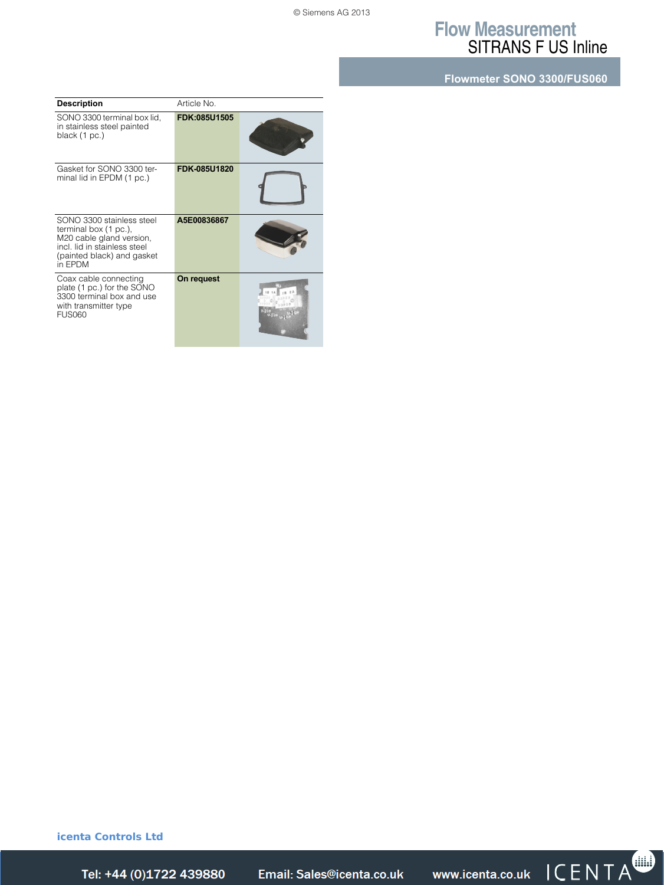| Description | Article No. | |
|---|---|---|
| SONO 3300 terminal box lid, in stainless steel painted black (1 pc.) | **FDK:085U1505** | |
| Gasket for SONO 3300 terminal lid in EPDM (1 pc.) | **FDK-085U1820** | |
| SONO 3300 stainless steel terminal box (1 pc.), M20 cable gland version, incl. lid in stainless steel (painted black) and gasket in EPDM | **A5E00836867** | |
| Coax cable connecting plate (1 pc.) for the SONO 3300 terminal box and use with transmitter type FUS060 | **On request** | |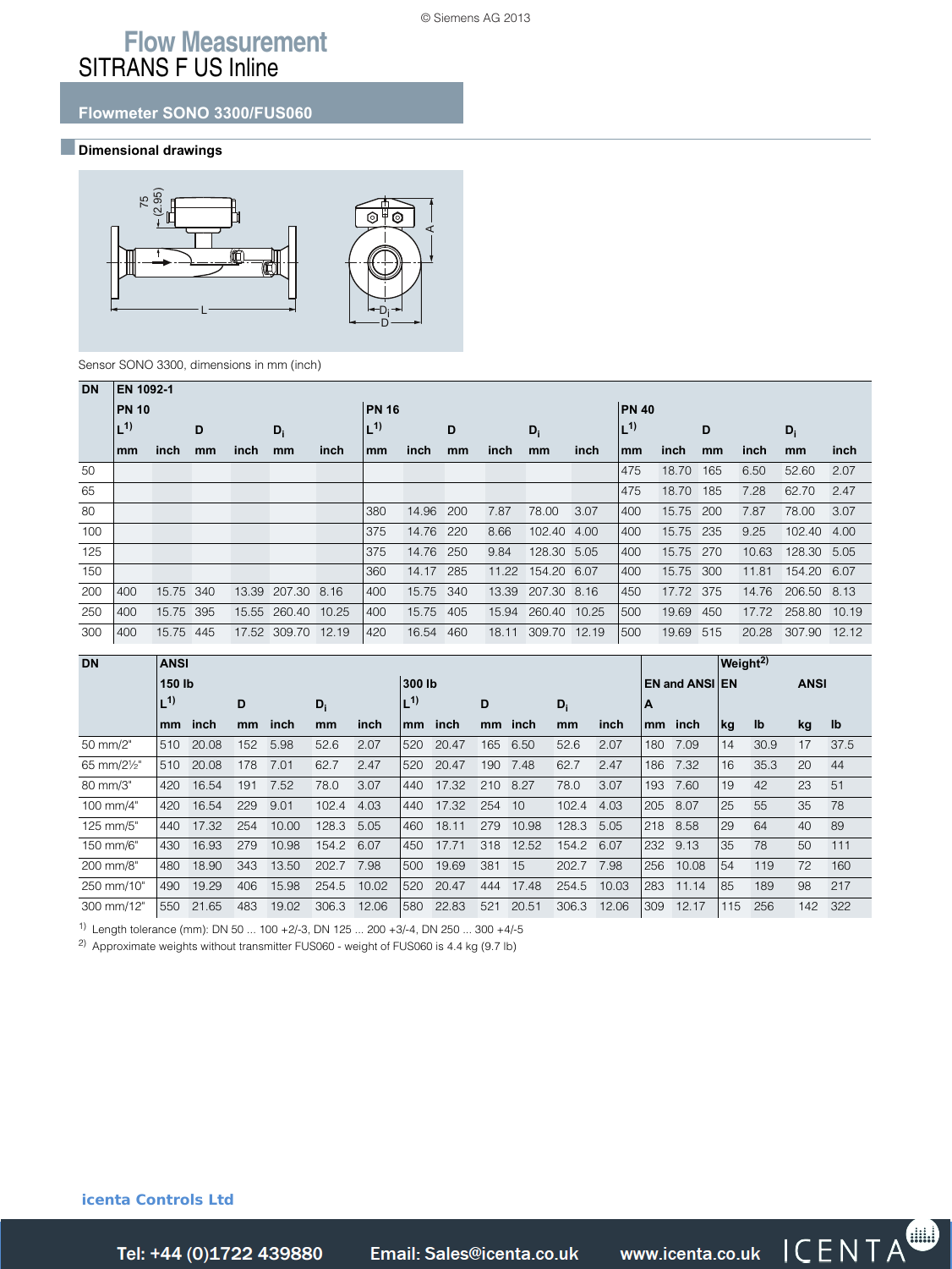# Flow Measurement
## SITRANS F US Inline

### Flowmeter SONO 3300/FUS060

#### Dimensional drawings

Sensor SONO 3300, dimensions in mm (inch)

| DN | EN 1092-1 | | | | | | | | | | | | | | | | | |
|---|---|---|---|---|---|---|---|---|---|---|---|---|---|---|---|---|---|---|
| | PN 10 | | | | | | PN 16 | | | | | | PN 40 | | | | | |
| | L[1)] | | D | | $D_i$ | | L[1)] | | D | | $D_i$ | | L[1)] | | D | | $D_i$ | |
| | mm | inch | mm | inch | mm | inch | mm | inch | mm | inch | mm | inch | mm | inch | mm | inch | mm | inch |
| 50 | | | | | | | | | | | | | 475 | 18.70 | 165 | 6.50 | 52.60 | 2.07 |
| 65 | | | | | | | | | | | | | 475 | 18.70 | 185 | 7.28 | 62.70 | 2.47 |
| 80 | | | | | | | 380 | 14.96 | 200 | 7.87 | 78.00 | 3.07 | 400 | 15.75 | 200 | 7.87 | 78.00 | 3.07 |
| 100 | | | | | | | 375 | 14.76 | 220 | 8.66 | 102.40 | 4.00 | 400 | 15.75 | 235 | 9.25 | 102.40 | 4.00 |
| 125 | | | | | | | 375 | 14.76 | 250 | 9.84 | 128.30 | 5.05 | 400 | 15.75 | 270 | 10.63 | 128.30 | 5.05 |
| 150 | | | | | | | 360 | 14.17 | 285 | 11.22 | 154.20 | 6.07 | 400 | 15.75 | 300 | 11.81 | 154.20 | 6.07 |
| 200 | 400 | 15.75 | 340 | 13.39 | 207.30 | 8.16 | 400 | 15.75 | 340 | 13.39 | 207.30 | 8.16 | 450 | 17.72 | 375 | 14.76 | 206.50 | 8.13 |
| 250 | 400 | 15.75 | 395 | 15.55 | 260.40 | 10.25 | 400 | 15.75 | 405 | 15.94 | 260.40 | 10.25 | 500 | 19.69 | 450 | 17.72 | 258.80 | 10.19 |
| 300 | 400 | 15.75 | 445 | 17.52 | 309.70 | 12.19 | 420 | 16.54 | 460 | 18.11 | 309.70 | 12.19 | 500 | 19.69 | 515 | 20.28 | 307.90 | 12.12 |

| DN | ANSI | | | | | | | | | | | | | | Weight[2)] | | | |
|---|---|---|---|---|---|---|---|---|---|---|---|---|---|---|---|---|---|---|
| | 150 lb | | | | | | 300 lb | | | | | | EN and ANSI | | EN | | ANSI | |
| | L[1)] | | D | | $D_i$ | | L[1)] | | D | | $D_i$ | | A | | | | | |
| | mm | inch | mm | inch | mm | inch | mm | inch | mm | inch | mm | inch | mm | inch | kg | lb | kg | lb |
| 50 mm/2" | 510 | 20.08 | 152 | 5.98 | 52.6 | 2.07 | 520 | 20.47 | 165 | 6.50 | 52.6 | 2.07 | 180 | 7.09 | 14 | 30.9 | 17 | 37.5 |
| 65 mm/2½" | 510 | 20.08 | 178 | 7.01 | 62.7 | 2.47 | 520 | 20.47 | 190 | 7.48 | 62.7 | 2.47 | 186 | 7.32 | 16 | 35.3 | 20 | 44 |
| 80 mm/3" | 420 | 16.54 | 191 | 7.52 | 78.0 | 3.07 | 440 | 17.32 | 210 | 8.27 | 78.0 | 3.07 | 193 | 7.60 | 19 | 42 | 23 | 51 |
| 100 mm/4" | 420 | 16.54 | 229 | 9.01 | 102.4 | 4.03 | 440 | 17.32 | 254 | 10 | 102.4 | 4.03 | 205 | 8.07 | 25 | 55 | 35 | 78 |
| 125 mm/5" | 440 | 17.32 | 254 | 10.00 | 128.3 | 5.05 | 460 | 18.11 | 279 | 10.98 | 128.3 | 5.05 | 218 | 8.58 | 29 | 64 | 40 | 89 |
| 150 mm/6" | 430 | 16.93 | 279 | 10.98 | 154.2 | 6.07 | 450 | 17.71 | 318 | 12.52 | 154.2 | 6.07 | 232 | 9.13 | 35 | 78 | 50 | 111 |
| 200 mm/8" | 480 | 18.90 | 343 | 13.50 | 202.7 | 7.98 | 500 | 19.69 | 381 | 15 | 202.7 | 7.98 | 256 | 10.08 | 54 | 119 | 72 | 160 |
| 250 mm/10" | 490 | 19.29 | 406 | 15.98 | 254.5 | 10.02 | 520 | 20.47 | 444 | 17.48 | 254.5 | 10.03 | 283 | 11.14 | 85 | 189 | 98 | 217 |
| 300 mm/12" | 550 | 21.65 | 483 | 19.02 | 306.3 | 12.06 | 580 | 22.83 | 521 | 20.51 | 306.3 | 12.06 | 309 | 12.17 | 115 | 256 | 142 | 322 |

1) Length tolerance (mm): DN 50 ... 100 +2/-3, DN 125 ... 200 +3/-4, DN 250 ... 300 +4/-5

2) Approximate weights without transmitter FUS060 - weight of FUS060 is 4.4 kg (9.7 lb)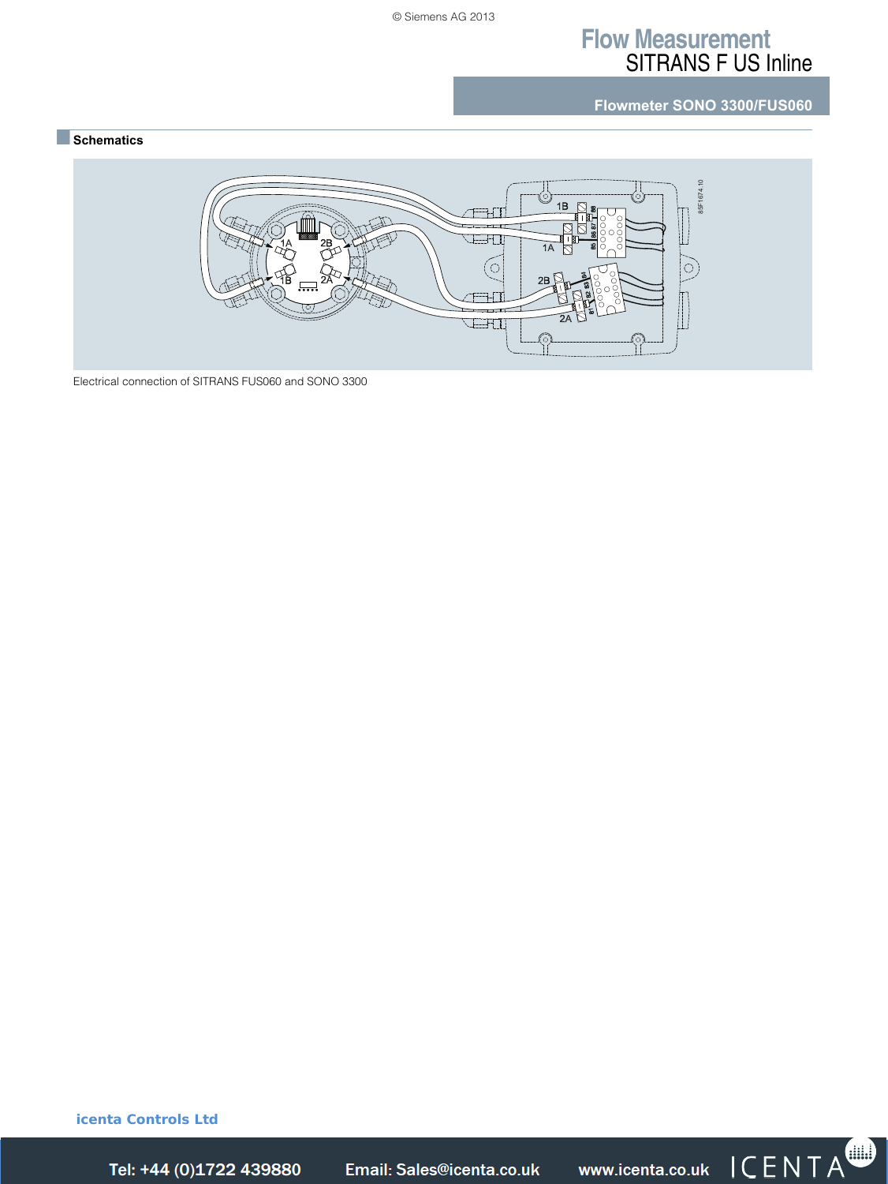## Schematics

Electrical connection of SITRANS FUS060 and SONO 3300